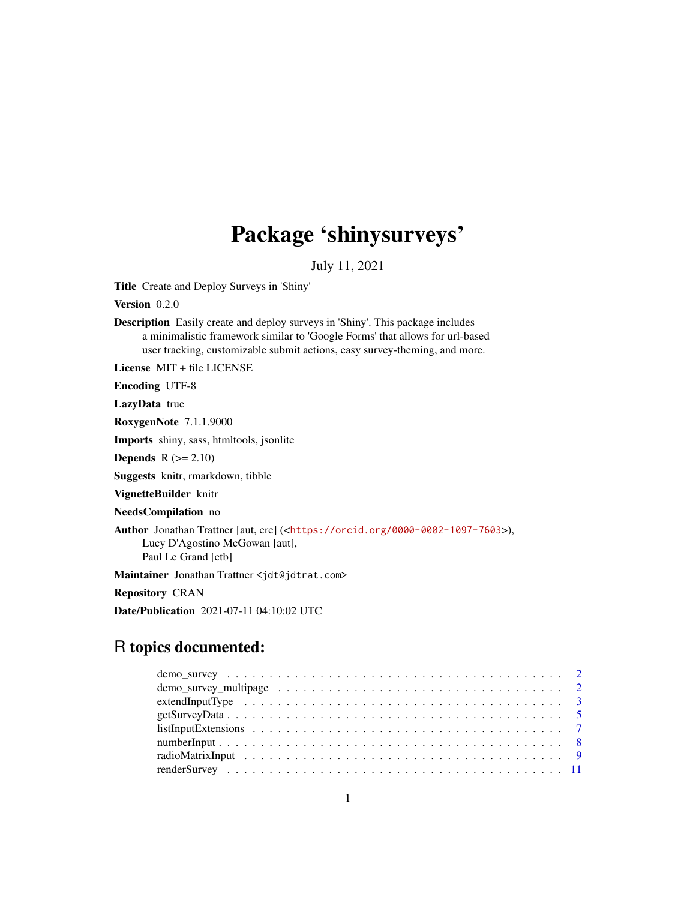# Package 'shinysurveys'

July 11, 2021

**Title** Create and Deploy Surveys in 'Shiny'

**Version** 0.2.0

**Description** Easily create and deploy surveys in 'Shiny'. This package includes a minimalistic framework similar to 'Google Forms' that allows for url-based user tracking, customizable submit actions, easy survey-theming, and more.

**License** MIT + file LICENSE

**Encoding** UTF-8

**LazyData** true

**RoxygenNote** 7.1.1.9000

**Imports** shiny, sass, htmltools, jsonlite

**Depends** R (>= 2.10)

**Suggests** knitr, rmarkdown, tibble

**VignetteBuilder** knitr

**NeedsCompilation** no

**Author** Jonathan Trattner [aut, cre] (<https://orcid.org/0000-0002-1097-7603>), Lucy D'Agostino McGowan [aut], Paul Le Grand [ctb]

**Maintainer** Jonathan Trattner <jdt@jdtrat.com>

**Repository** CRAN

**Date/Publication** 2021-07-11 04:10:02 UTC

## R topics documented:

- demo_survey . . . . . . . . . . . . . . . . . . . . . . . . . . . . . . . . . . . . . . . . 2
- demo_survey_multipage . . . . . . . . . . . . . . . . . . . . . . . . . . . . . . . . . 2
- extendInputType . . . . . . . . . . . . . . . . . . . . . . . . . . . . . . . . . . . . . 3
- getSurveyData . . . . . . . . . . . . . . . . . . . . . . . . . . . . . . . . . . . . . . 5
- listInputExtensions . . . . . . . . . . . . . . . . . . . . . . . . . . . . . . . . . . . 7
- numberInput . . . . . . . . . . . . . . . . . . . . . . . . . . . . . . . . . . . . . . . 8
- radioMatrixInput . . . . . . . . . . . . . . . . . . . . . . . . . . . . . . . . . . . . 9
- renderSurvey . . . . . . . . . . . . . . . . . . . . . . . . . . . . . . . . . . . . . . 11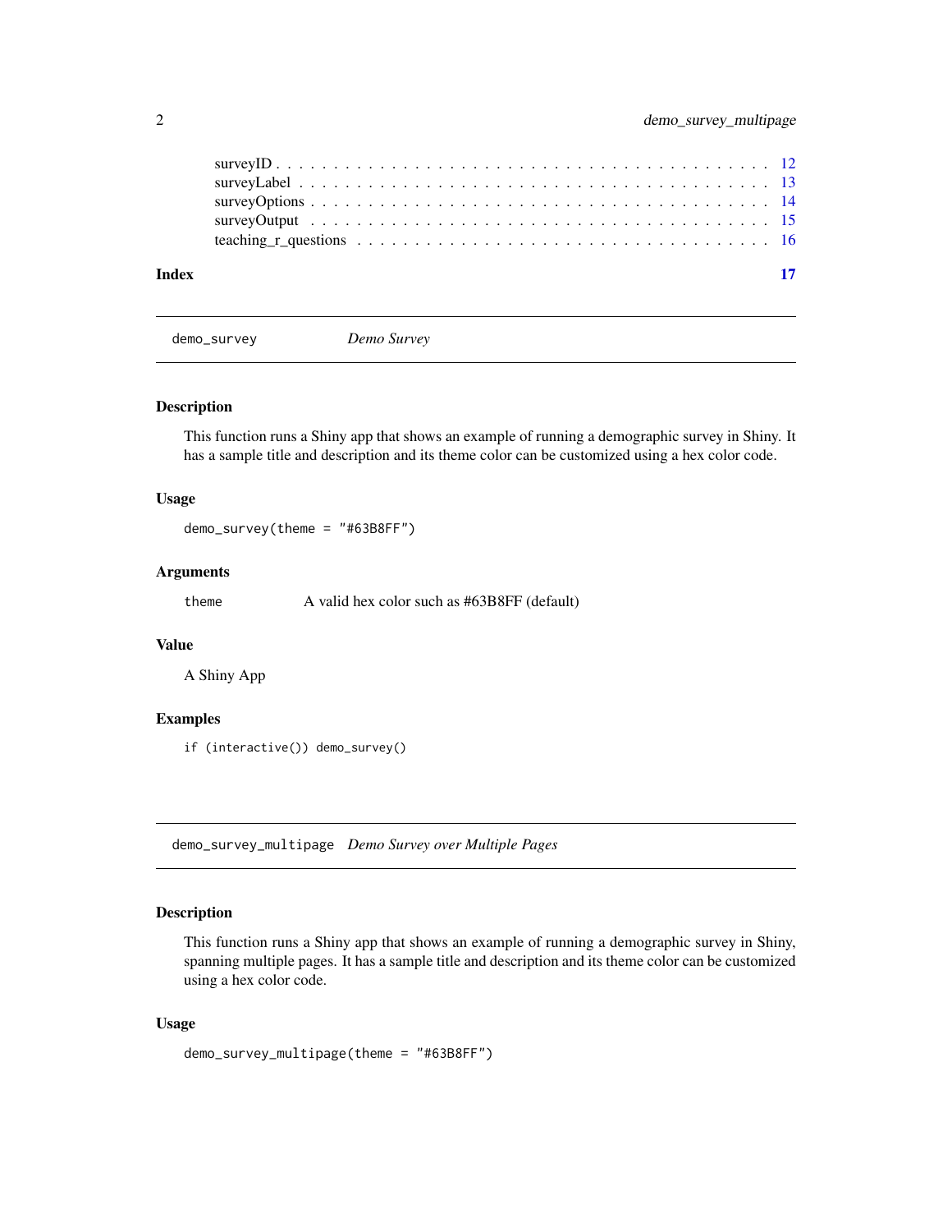surveyID . . . . . . . . . . . . . . . . . . . . . . . . . . . . . . . . . . . . . . 12
surveyLabel . . . . . . . . . . . . . . . . . . . . . . . . . . . . . . . . . . . . . 13
surveyOptions . . . . . . . . . . . . . . . . . . . . . . . . . . . . . . . . . . . . 14
surveyOutput . . . . . . . . . . . . . . . . . . . . . . . . . . . . . . . . . . . . . 15
teaching_r_questions . . . . . . . . . . . . . . . . . . . . . . . . . . . . . . . . . 16

**Index** **17**

---

## demo_survey *Demo Survey*

### Description

This function runs a Shiny app that shows an example of running a demographic survey in Shiny. It has a sample title and description and its theme color can be customized using a hex color code.

### Usage

```
demo_survey(theme = "#63B8FF")
```

### Arguments

| | |
|---|---|
| theme | A valid hex color such as #63B8FF (default) |

### Value

A Shiny App

### Examples

```
if (interactive()) demo_survey()
```

---

## demo_survey_multipage *Demo Survey over Multiple Pages*

### Description

This function runs a Shiny app that shows an example of running a demographic survey in Shiny, spanning multiple pages. It has a sample title and description and its theme color can be customized using a hex color code.

### Usage

```
demo_survey_multipage(theme = "#63B8FF")
```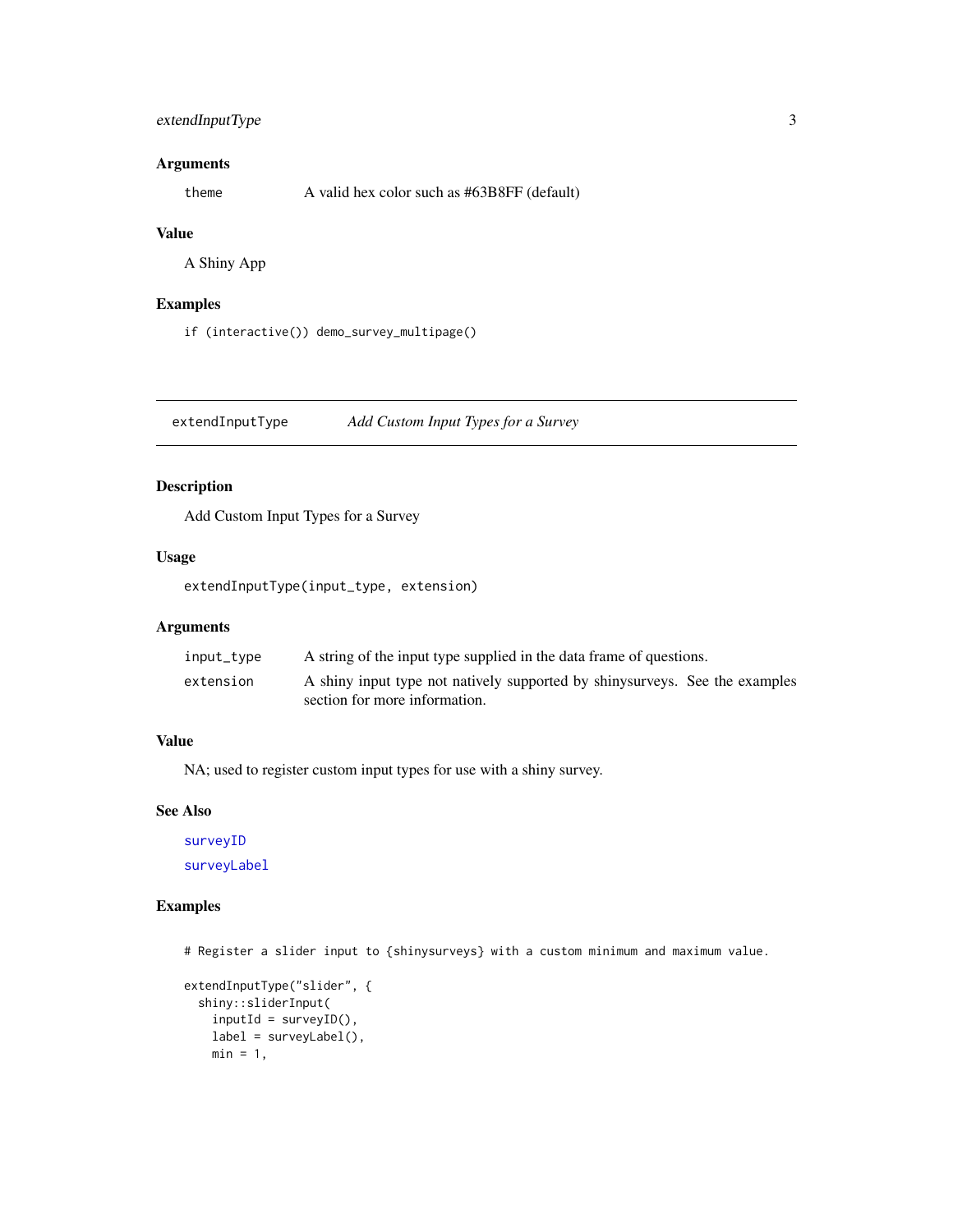### Arguments

| | |
|---|---|
| `theme` | A valid hex color such as #63B8FF (default) |

### Value

A Shiny App

### Examples

```
if (interactive()) demo_survey_multipage()
```

---

## extendInputType — *Add Custom Input Types for a Survey*

---

### Description

Add Custom Input Types for a Survey

### Usage

```
extendInputType(input_type, extension)
```

### Arguments

| | |
|---|---|
| `input_type` | A string of the input type supplied in the data frame of questions. |
| `extension` | A shiny input type not natively supported by shinysurveys. See the examples section for more information. |

### Value

NA; used to register custom input types for use with a shiny survey.

### See Also

surveyID

surveyLabel

### Examples

```
# Register a slider input to {shinysurveys} with a custom minimum and maximum value.

extendInputType("slider", {
  shiny::sliderInput(
    inputId = surveyID(),
    label = surveyLabel(),
    min = 1,
```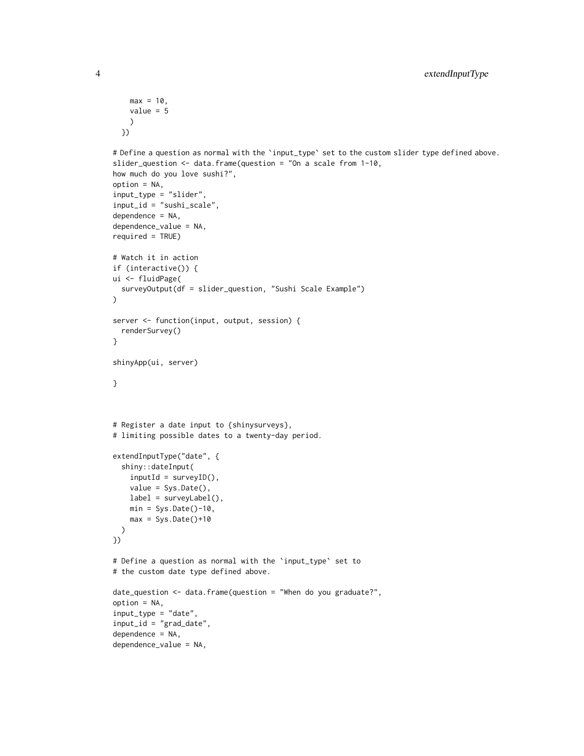```
    max = 10,
    value = 5
    )
  })

# Define a question as normal with the `input_type` set to the custom slider type defined above.
slider_question <- data.frame(question = "On a scale from 1-10,
how much do you love sushi?",
option = NA,
input_type = "slider",
input_id = "sushi_scale",
dependence = NA,
dependence_value = NA,
required = TRUE)

# Watch it in action
if (interactive()) {
ui <- fluidPage(
  surveyOutput(df = slider_question, "Sushi Scale Example")
)

server <- function(input, output, session) {
  renderSurvey()
}

shinyApp(ui, server)

}



# Register a date input to {shinysurveys},
# limiting possible dates to a twenty-day period.

extendInputType("date", {
  shiny::dateInput(
    inputId = surveyID(),
    value = Sys.Date(),
    label = surveyLabel(),
    min = Sys.Date()-10,
    max = Sys.Date()+10
  )
})

# Define a question as normal with the `input_type` set to
# the custom date type defined above.

date_question <- data.frame(question = "When do you graduate?",
option = NA,
input_type = "date",
input_id = "grad_date",
dependence = NA,
dependence_value = NA,
```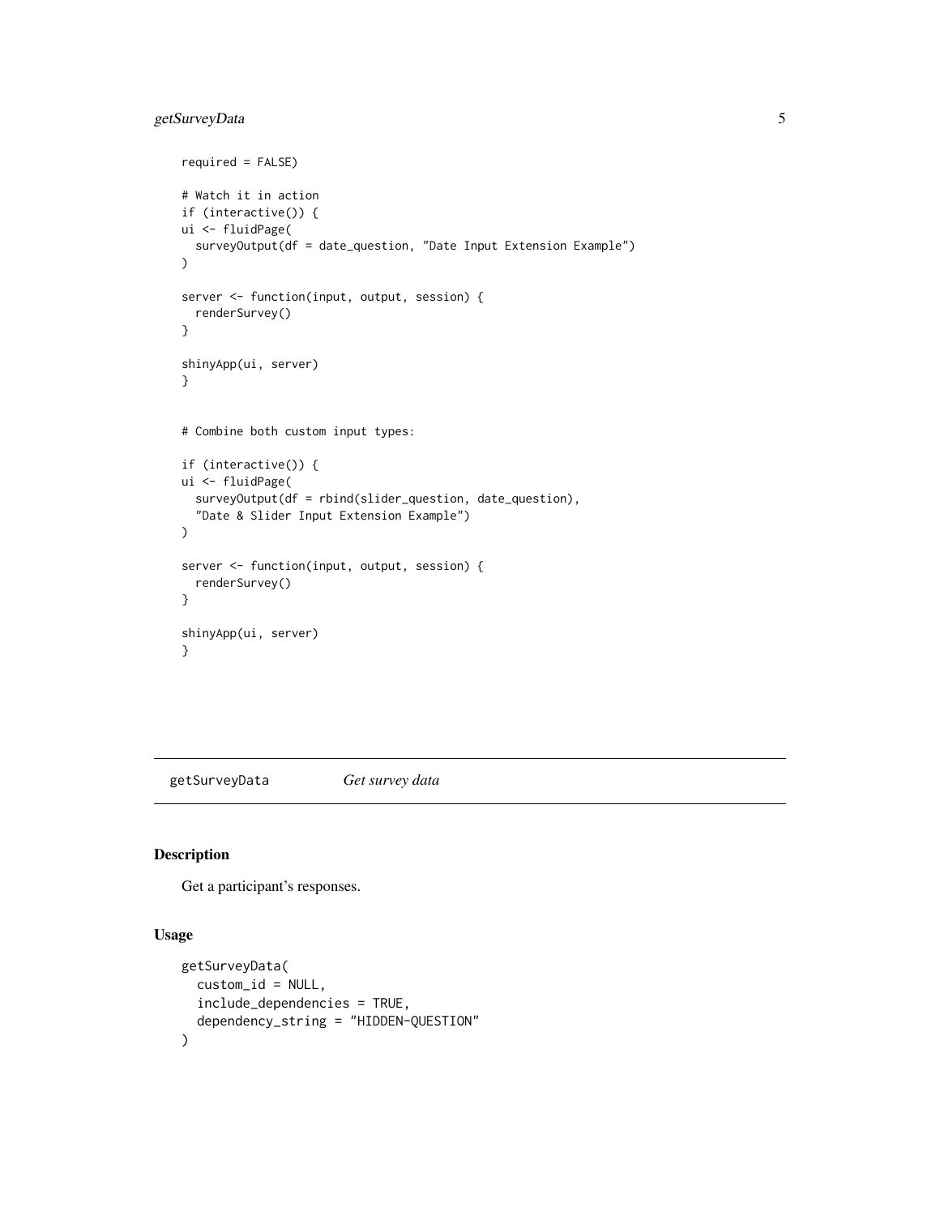```
required = FALSE)

# Watch it in action
if (interactive()) {
ui <- fluidPage(
  surveyOutput(df = date_question, "Date Input Extension Example")
)

server <- function(input, output, session) {
  renderSurvey()
}

shinyApp(ui, server)
}


# Combine both custom input types:

if (interactive()) {
ui <- fluidPage(
  surveyOutput(df = rbind(slider_question, date_question),
  "Date & Slider Input Extension Example")
)

server <- function(input, output, session) {
  renderSurvey()
}

shinyApp(ui, server)
}
```

## getSurveyData — *Get survey data*

### Description

Get a participant's responses.

### Usage

```
getSurveyData(
  custom_id = NULL,
  include_dependencies = TRUE,
  dependency_string = "HIDDEN-QUESTION"
)
```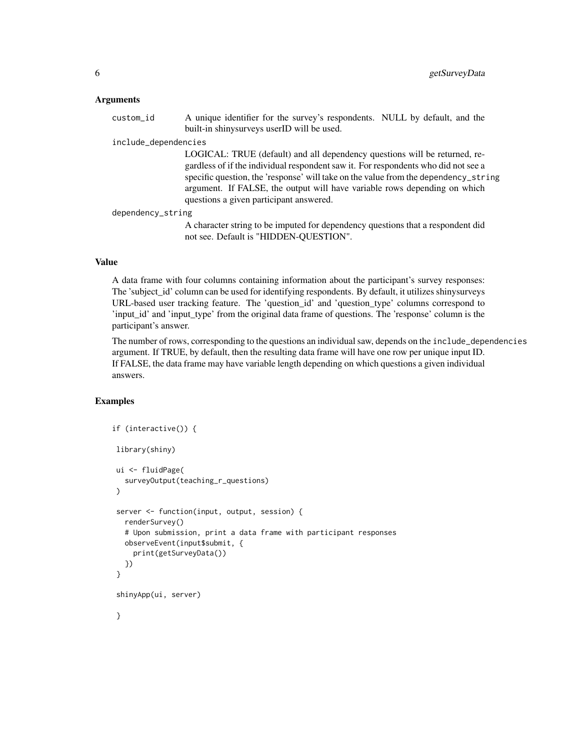## Arguments

`custom_id`
: A unique identifier for the survey's respondents. NULL by default, and the built-in shinysurveys userID will be used.

`include_dependencies`
: LOGICAL: TRUE (default) and all dependency questions will be returned, regardless of if the individual respondent saw it. For respondents who did not see a specific question, the 'response' will take on the value from the `dependency_string` argument. If FALSE, the output will have variable rows depending on which questions a given participant answered.

`dependency_string`
: A character string to be imputed for dependency questions that a respondent did not see. Default is "HIDDEN-QUESTION".

## Value

A data frame with four columns containing information about the participant's survey responses: The 'subject_id' column can be used for identifying respondents. By default, it utilizes shinysurveys URL-based user tracking feature. The 'question_id' and 'question_type' columns correspond to 'input_id' and 'input_type' from the original data frame of questions. The 'response' column is the participant's answer.

The number of rows, corresponding to the questions an individual saw, depends on the `include_dependencies` argument. If TRUE, by default, then the resulting data frame will have one row per unique input ID. If FALSE, the data frame may have variable length depending on which questions a given individual answers.

## Examples

```
if (interactive()) {

 library(shiny)

 ui <- fluidPage(
   surveyOutput(teaching_r_questions)
 )

 server <- function(input, output, session) {
   renderSurvey()
   # Upon submission, print a data frame with participant responses
   observeEvent(input$submit, {
     print(getSurveyData())
   })
 }

 shinyApp(ui, server)

 }
```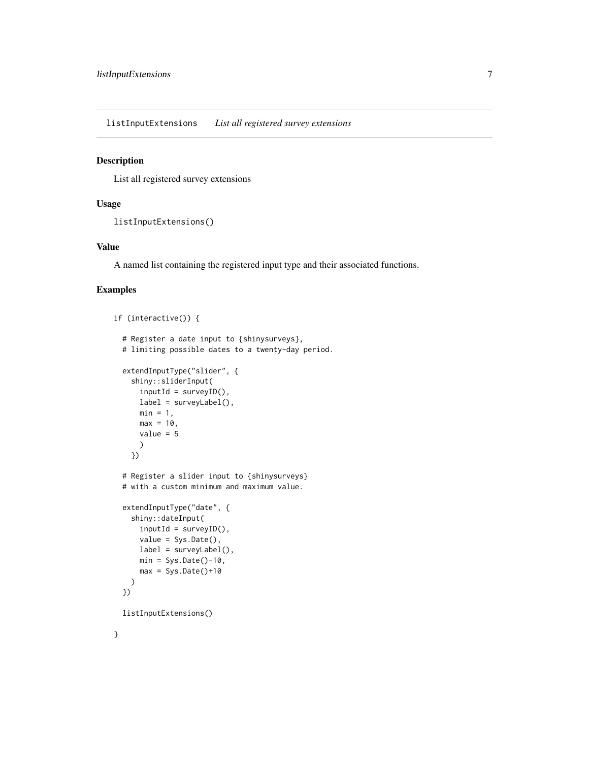## listInputExtensions *List all registered survey extensions*

### Description

List all registered survey extensions

### Usage

```
listInputExtensions()
```

### Value

A named list containing the registered input type and their associated functions.

### Examples

```
if (interactive()) {

  # Register a date input to {shinysurveys},
  # limiting possible dates to a twenty-day period.

  extendInputType("slider", {
    shiny::sliderInput(
      inputId = surveyID(),
      label = surveyLabel(),
      min = 1,
      max = 10,
      value = 5
      )
    })

  # Register a slider input to {shinysurveys}
  # with a custom minimum and maximum value.

  extendInputType("date", {
    shiny::dateInput(
      inputId = surveyID(),
      value = Sys.Date(),
      label = surveyLabel(),
      min = Sys.Date()-10,
      max = Sys.Date()+10
    )
  })

  listInputExtensions()

}
```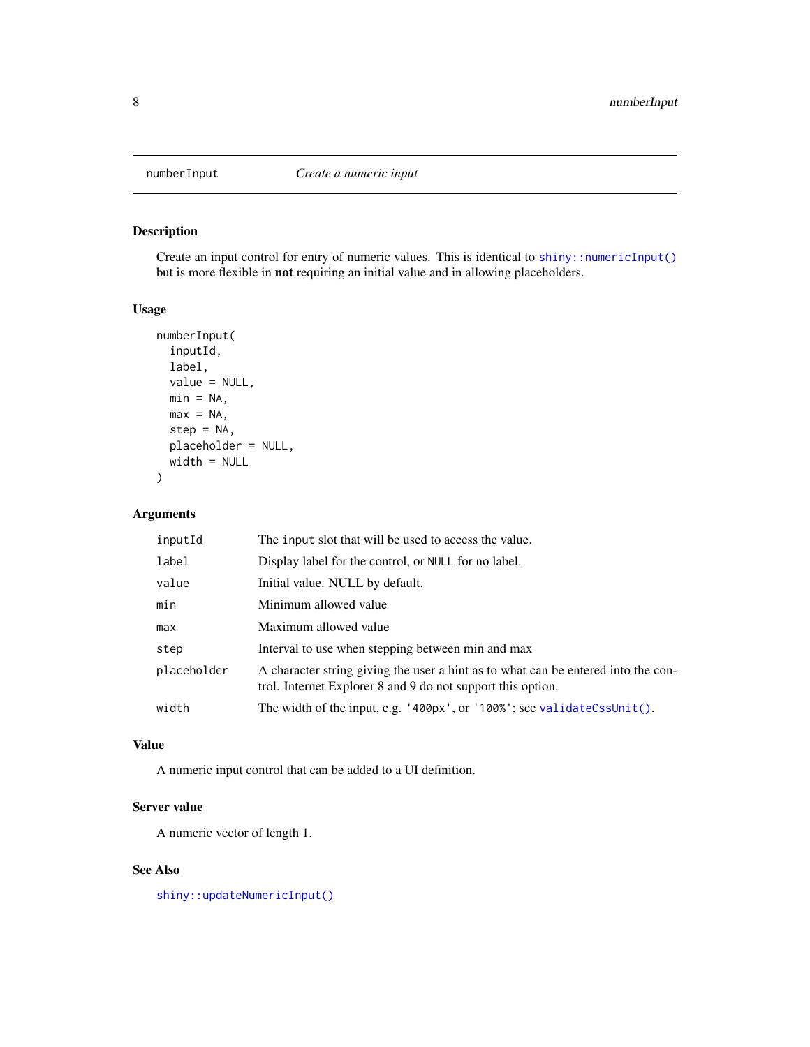## numberInput — *Create a numeric input*

### Description

Create an input control for entry of numeric values. This is identical to `shiny::numericInput()` but is more flexible in **not** requiring an initial value and in allowing placeholders.

### Usage

```
numberInput(
  inputId,
  label,
  value = NULL,
  min = NA,
  max = NA,
  step = NA,
  placeholder = NULL,
  width = NULL
)
```

### Arguments

| | |
|---|---|
| `inputId` | The `input` slot that will be used to access the value. |
| `label` | Display label for the control, or `NULL` for no label. |
| `value` | Initial value. NULL by default. |
| `min` | Minimum allowed value |
| `max` | Maximum allowed value |
| `step` | Interval to use when stepping between min and max |
| `placeholder` | A character string giving the user a hint as to what can be entered into the control. Internet Explorer 8 and 9 do not support this option. |
| `width` | The width of the input, e.g. `'400px'`, or `'100%'`; see `validateCssUnit()`. |

### Value

A numeric input control that can be added to a UI definition.

### Server value

A numeric vector of length 1.

### See Also

`shiny::updateNumericInput()`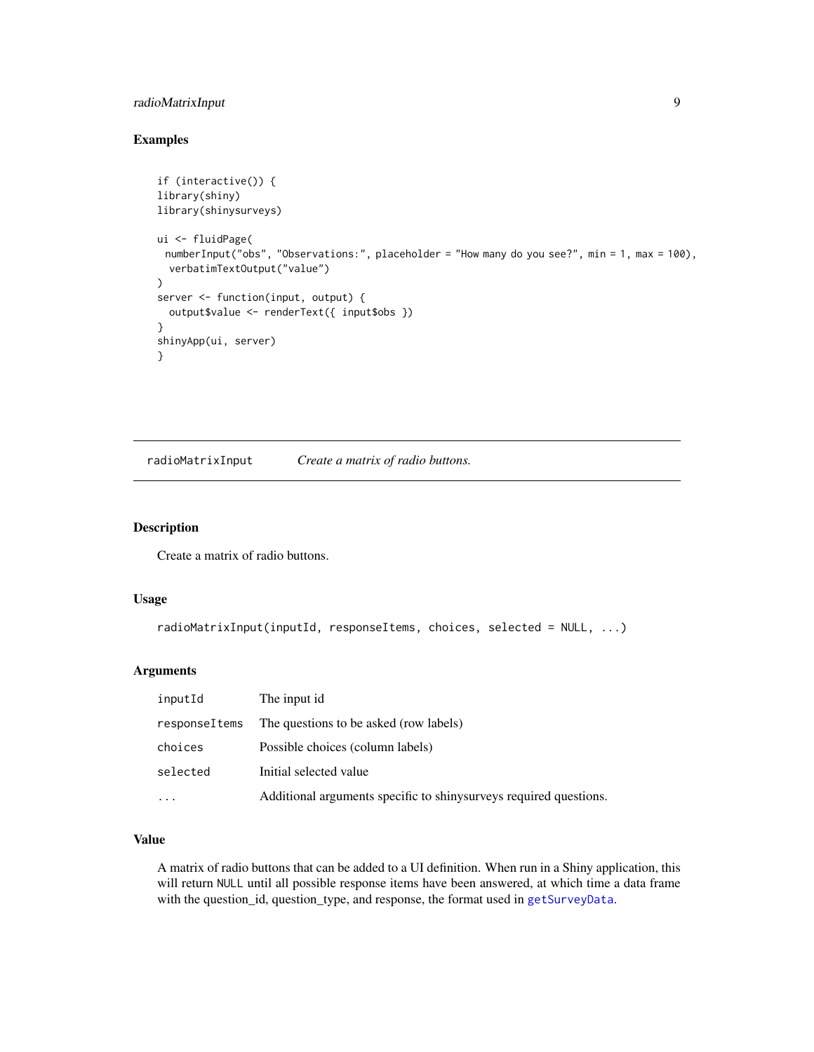## Examples

```
if (interactive()) {
library(shiny)
library(shinysurveys)

ui <- fluidPage(
  numberInput("obs", "Observations:", placeholder = "How many do you see?", min = 1, max = 100),
   verbatimTextOutput("value")
)
server <- function(input, output) {
  output$value <- renderText({ input$obs })
}
shinyApp(ui, server)
}
```

---

# radioMatrixInput *Create a matrix of radio buttons.*

---

## Description

Create a matrix of radio buttons.

## Usage

```
radioMatrixInput(inputId, responseItems, choices, selected = NULL, ...)
```

## Arguments

| | |
|---|---|
| `inputId` | The input id |
| `responseItems` | The questions to be asked (row labels) |
| `choices` | Possible choices (column labels) |
| `selected` | Initial selected value |
| `...` | Additional arguments specific to shinysurveys required questions. |

## Value

A matrix of radio buttons that can be added to a UI definition. When run in a Shiny application, this will return `NULL` until all possible response items have been answered, at which time a data frame with the question_id, question_type, and response, the format used in `getSurveyData`.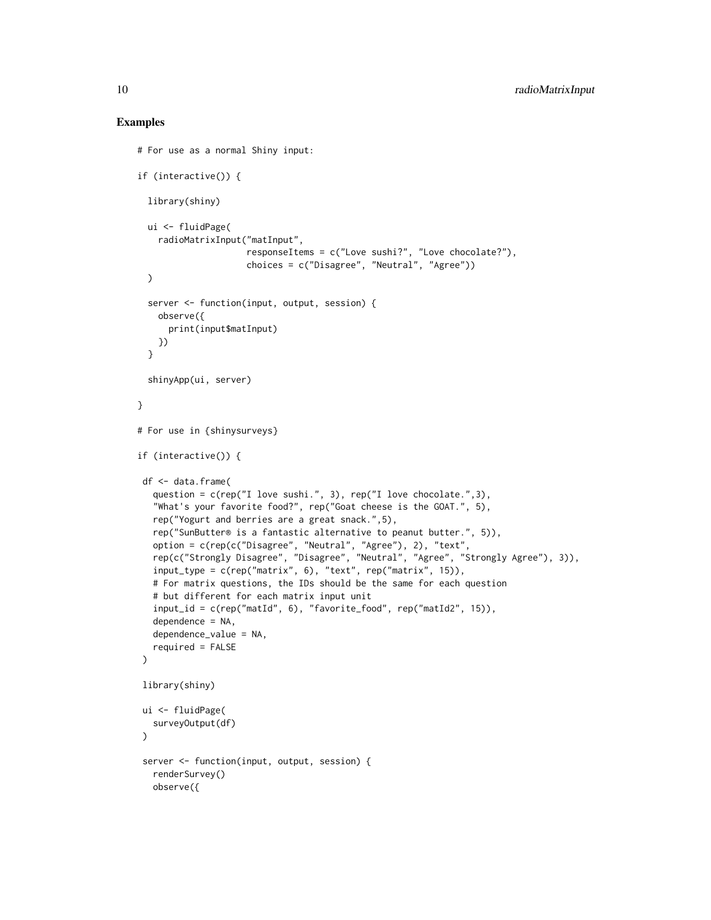## Examples

```
# For use as a normal Shiny input:

if (interactive()) {

  library(shiny)

  ui <- fluidPage(
    radioMatrixInput("matInput",
                     responseItems = c("Love sushi?", "Love chocolate?"),
                     choices = c("Disagree", "Neutral", "Agree"))
  )

  server <- function(input, output, session) {
    observe({
      print(input$matInput)
    })
  }

  shinyApp(ui, server)

}

# For use in {shinysurveys}

if (interactive()) {

 df <- data.frame(
   question = c(rep("I love sushi.", 3), rep("I love chocolate.",3),
   "What's your favorite food?", rep("Goat cheese is the GOAT.", 5),
   rep("Yogurt and berries are a great snack.",5),
   rep("SunButter® is a fantastic alternative to peanut butter.", 5)),
   option = c(rep(c("Disagree", "Neutral", "Agree"), 2), "text",
   rep(c("Strongly Disagree", "Disagree", "Neutral", "Agree", "Strongly Agree"), 3)),
   input_type = c(rep("matrix", 6), "text", rep("matrix", 15)),
   # For matrix questions, the IDs should be the same for each question
   # but different for each matrix input unit
   input_id = c(rep("matId", 6), "favorite_food", rep("matId2", 15)),
   dependence = NA,
   dependence_value = NA,
   required = FALSE
 )

 library(shiny)

 ui <- fluidPage(
   surveyOutput(df)
 )

 server <- function(input, output, session) {
   renderSurvey()
   observe({
```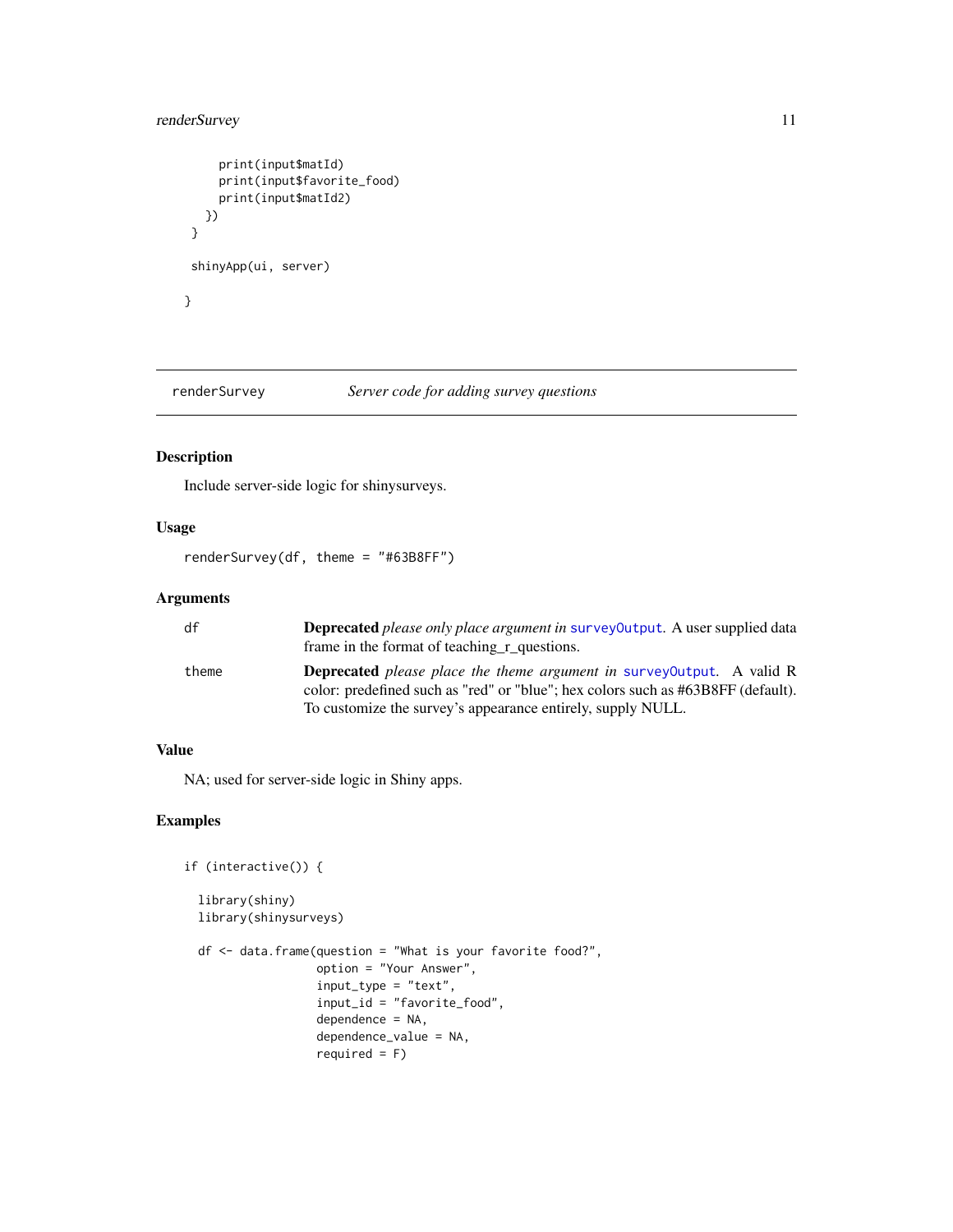```
    print(input$matId)
    print(input$favorite_food)
    print(input$matId2)
  })
 }

 shinyApp(ui, server)

}
```

## renderSurvey — *Server code for adding survey questions*

### Description

Include server-side logic for shinysurveys.

### Usage

```
renderSurvey(df, theme = "#63B8FF")
```

### Arguments

| | |
|---|---|
| df | **Deprecated** *please only place argument in* surveyOutput. A user supplied data frame in the format of teaching_r_questions. |
| theme | **Deprecated** *please place the theme argument in* surveyOutput. A valid R color: predefined such as "red" or "blue"; hex colors such as #63B8FF (default). To customize the survey's appearance entirely, supply NULL. |

### Value

NA; used for server-side logic in Shiny apps.

### Examples

```
if (interactive()) {

  library(shiny)
  library(shinysurveys)

  df <- data.frame(question = "What is your favorite food?",
                   option = "Your Answer",
                   input_type = "text",
                   input_id = "favorite_food",
                   dependence = NA,
                   dependence_value = NA,
                   required = F)
```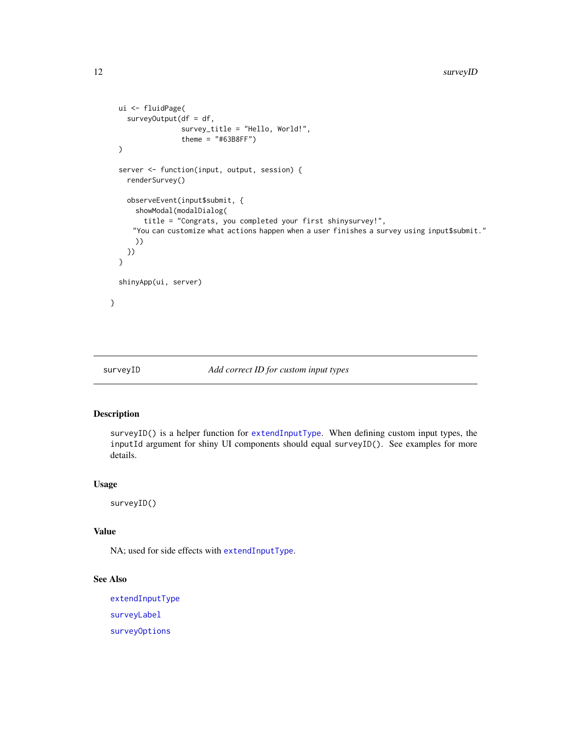```
  ui <- fluidPage(
    surveyOutput(df = df,
                 survey_title = "Hello, World!",
                 theme = "#63B8FF")
  )

  server <- function(input, output, session) {
    renderSurvey()

    observeEvent(input$submit, {
      showModal(modalDialog(
        title = "Congrats, you completed your first shinysurvey!",
     "You can customize what actions happen when a user finishes a survey using input$submit."
      ))
    })
  }

  shinyApp(ui, server)

}
```

## surveyID — *Add correct ID for custom input types*

### Description

`surveyID()` is a helper function for `extendInputType`. When defining custom input types, the `inputId` argument for shiny UI components should equal `surveyID()`. See examples for more details.

### Usage

```
surveyID()
```

### Value

NA; used for side effects with `extendInputType`.

### See Also

`extendInputType`

`surveyLabel`

`surveyOptions`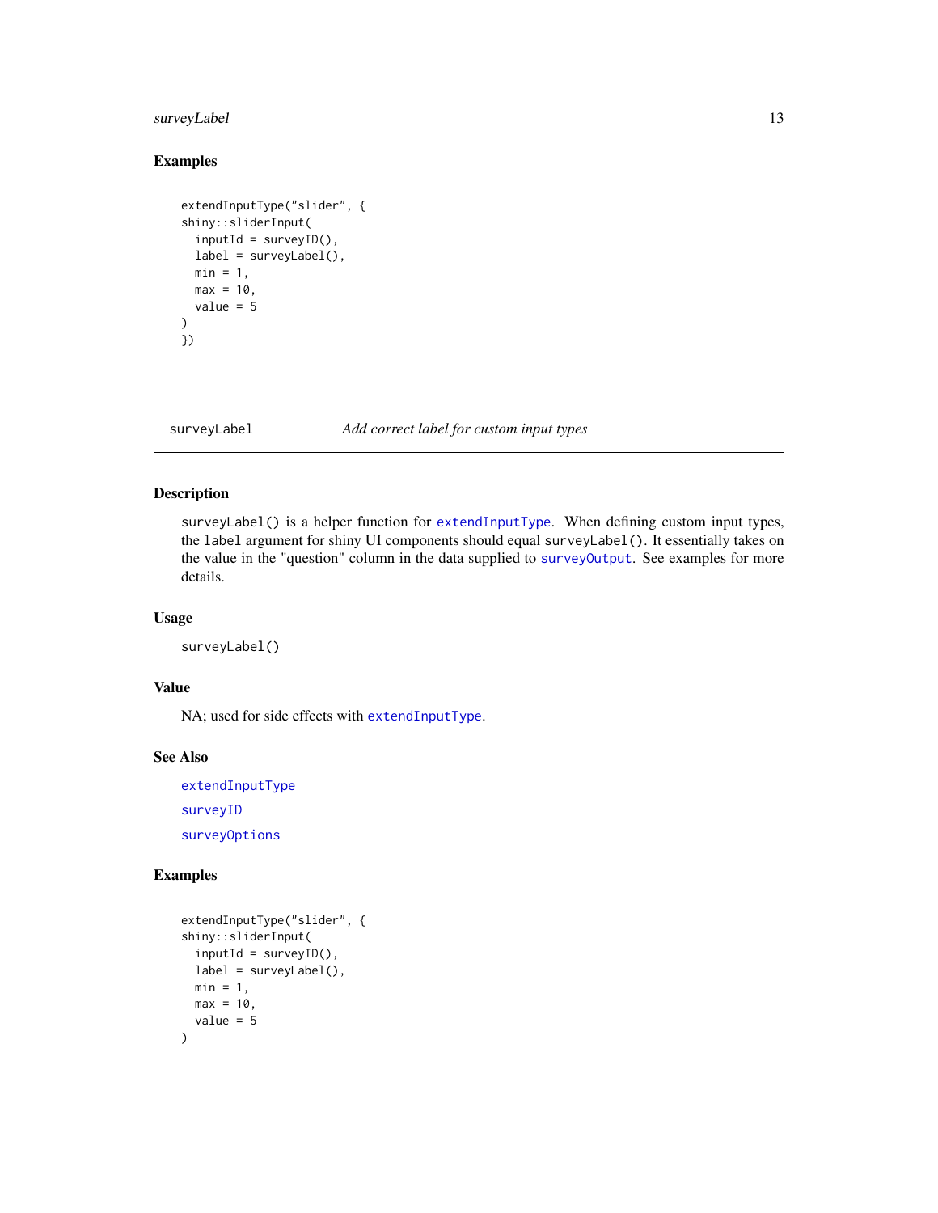### Examples

```
extendInputType("slider", {
shiny::sliderInput(
  inputId = surveyID(),
  label = surveyLabel(),
  min = 1,
  max = 10,
  value = 5
)
})
```

---

## surveyLabel — *Add correct label for custom input types*

---

### Description

`surveyLabel()` is a helper function for `extendInputType`. When defining custom input types, the `label` argument for shiny UI components should equal `surveyLabel()`. It essentially takes on the value in the "question" column in the data supplied to `surveyOutput`. See examples for more details.

### Usage

```
surveyLabel()
```

### Value

NA; used for side effects with `extendInputType`.

### See Also

`extendInputType`

`surveyID`

`surveyOptions`

### Examples

```
extendInputType("slider", {
shiny::sliderInput(
  inputId = surveyID(),
  label = surveyLabel(),
  min = 1,
  max = 10,
  value = 5
)
```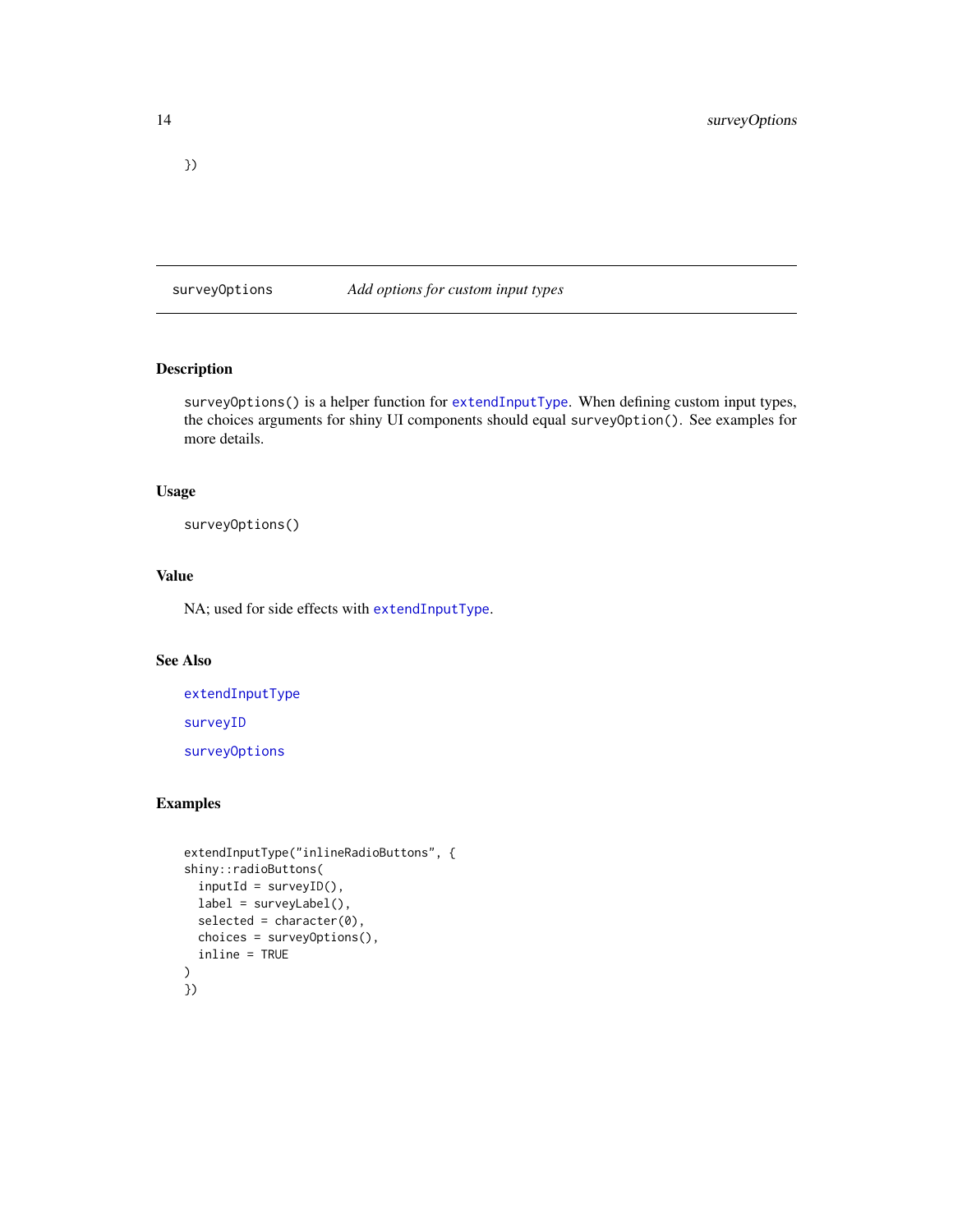```
})
```

---

`surveyOptions` *Add options for custom input types*

---

### Description

`surveyOptions()` is a helper function for `extendInputType`. When defining custom input types, the choices arguments for shiny UI components should equal `surveyOption()`. See examples for more details.

### Usage

```
surveyOptions()
```

### Value

NA; used for side effects with `extendInputType`.

### See Also

`extendInputType`

`surveyID`

`surveyOptions`

### Examples

```
extendInputType("inlineRadioButtons", {
shiny::radioButtons(
  inputId = surveyID(),
  label = surveyLabel(),
  selected = character(0),
  choices = surveyOptions(),
  inline = TRUE
)
})
```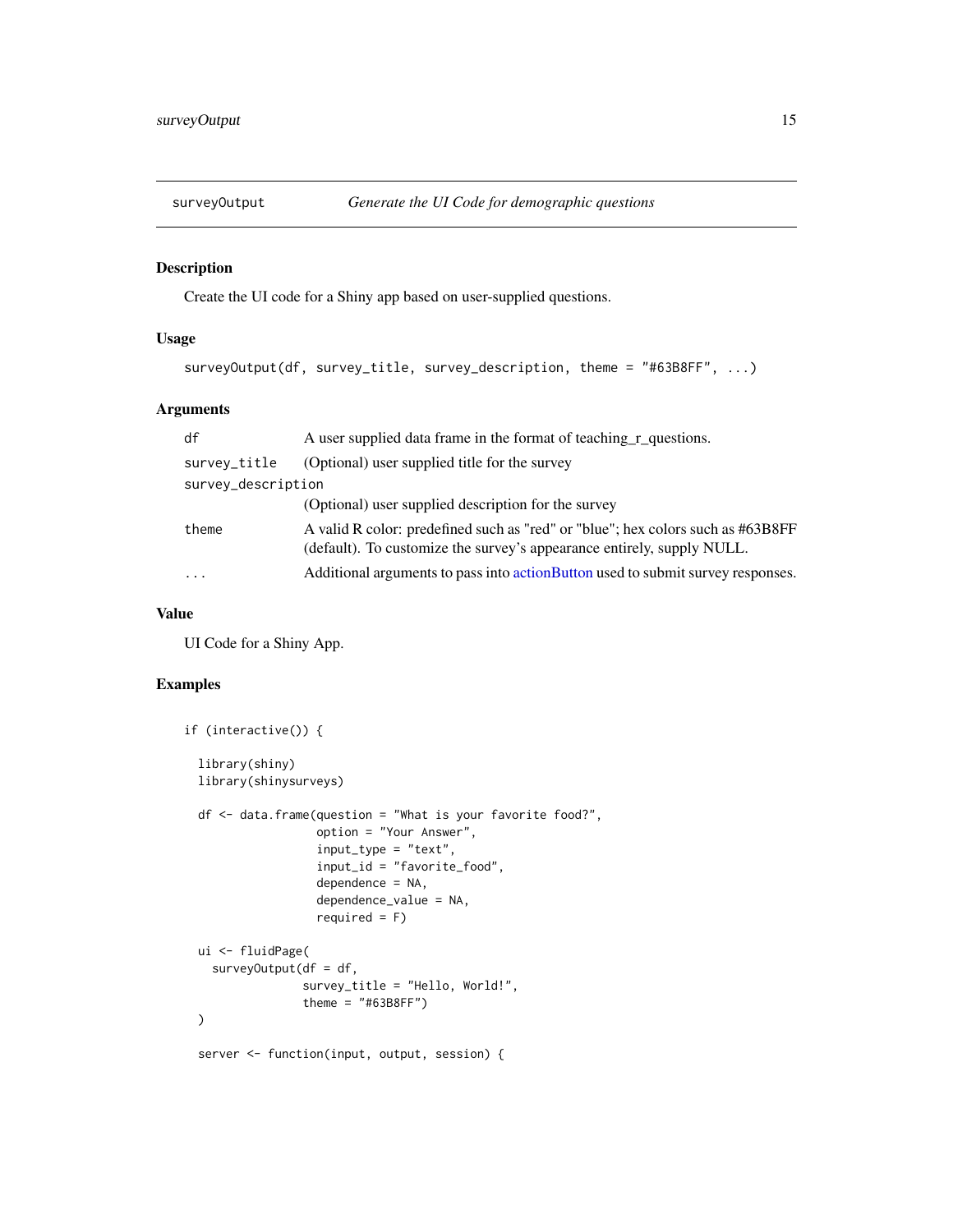## surveyOutput *Generate the UI Code for demographic questions*

### Description

Create the UI code for a Shiny app based on user-supplied questions.

### Usage

```
surveyOutput(df, survey_title, survey_description, theme = "#63B8FF", ...)
```

### Arguments

| Argument | Description |
|---|---|
| df | A user supplied data frame in the format of teaching_r_questions. |
| survey_title | (Optional) user supplied title for the survey |
| survey_description | (Optional) user supplied description for the survey |
| theme | A valid R color: predefined such as "red" or "blue"; hex colors such as #63B8FF (default). To customize the survey's appearance entirely, supply NULL. |
| ... | Additional arguments to pass into actionButton used to submit survey responses. |

### Value

UI Code for a Shiny App.

### Examples

```
if (interactive()) {

  library(shiny)
  library(shinysurveys)

  df <- data.frame(question = "What is your favorite food?",
                   option = "Your Answer",
                   input_type = "text",
                   input_id = "favorite_food",
                   dependence = NA,
                   dependence_value = NA,
                   required = F)

  ui <- fluidPage(
    surveyOutput(df = df,
                 survey_title = "Hello, World!",
                 theme = "#63B8FF")
  )

  server <- function(input, output, session) {
```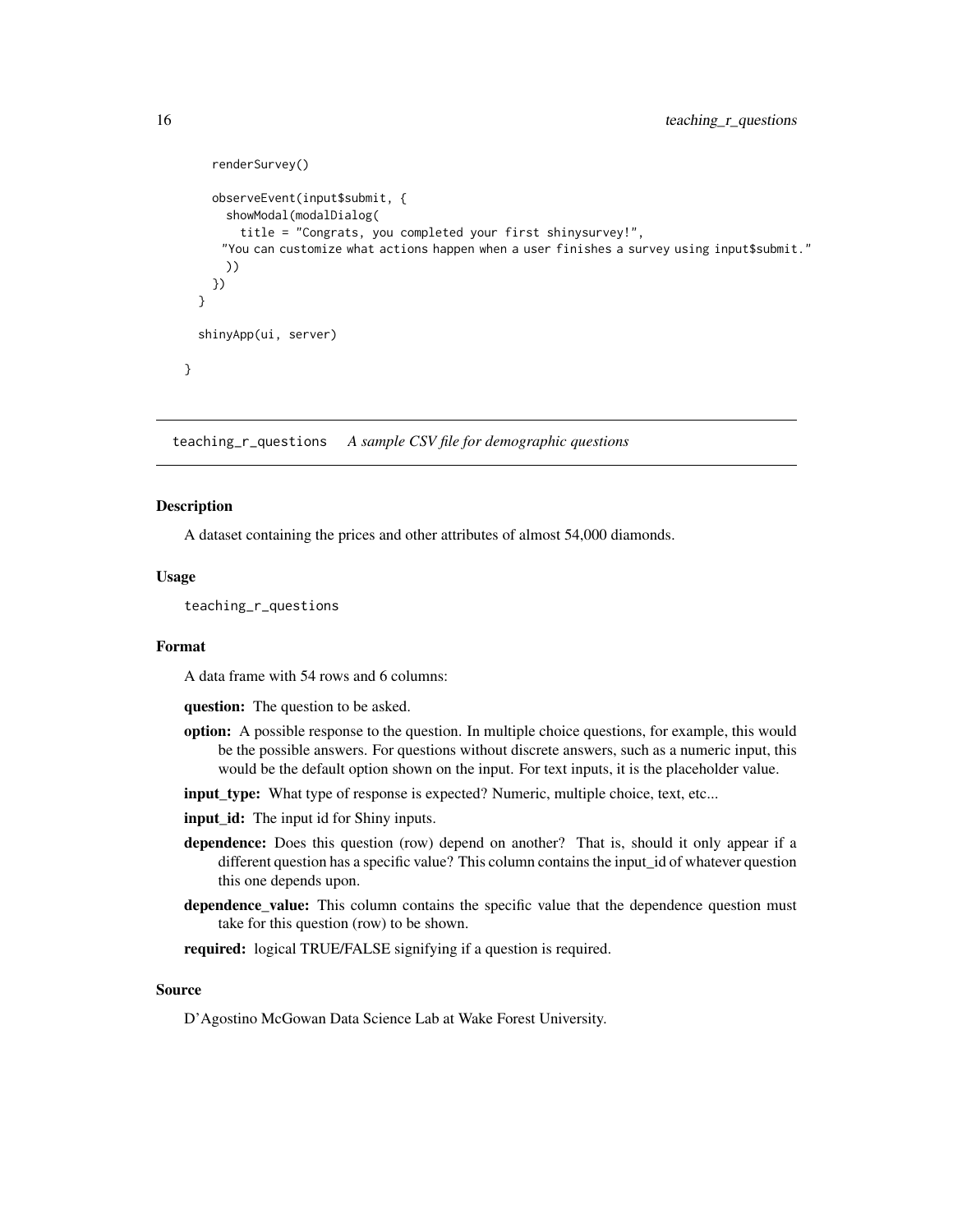```
    renderSurvey()

    observeEvent(input$submit, {
      showModal(modalDialog(
        title = "Congrats, you completed your first shinysurvey!",
     "You can customize what actions happen when a user finishes a survey using input$submit."
      ))
    })
  }

  shinyApp(ui, server)

}
```

## teaching_r_questions    *A sample CSV file for demographic questions*

### Description

A dataset containing the prices and other attributes of almost 54,000 diamonds.

### Usage

```
teaching_r_questions
```

### Format

A data frame with 54 rows and 6 columns:

**question:** The question to be asked.

**option:** A possible response to the question. In multiple choice questions, for example, this would be the possible answers. For questions without discrete answers, such as a numeric input, this would be the default option shown on the input. For text inputs, it is the placeholder value.

**input_type:** What type of response is expected? Numeric, multiple choice, text, etc...

**input_id:** The input id for Shiny inputs.

**dependence:** Does this question (row) depend on another? That is, should it only appear if a different question has a specific value? This column contains the input_id of whatever question this one depends upon.

**dependence_value:** This column contains the specific value that the dependence question must take for this question (row) to be shown.

**required:** logical TRUE/FALSE signifying if a question is required.

### Source

D'Agostino McGowan Data Science Lab at Wake Forest University.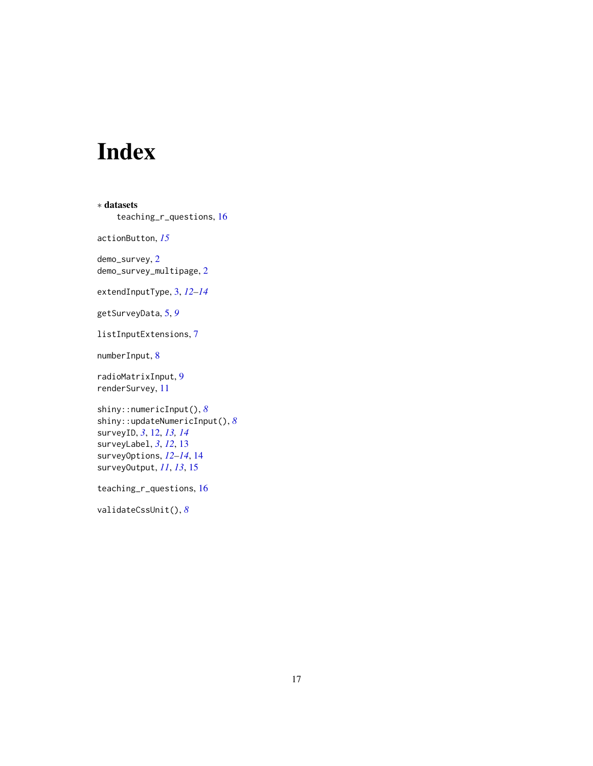# Index

∗ **datasets**
teaching_r_questions, 16

actionButton, *15*

demo_survey, 2
demo_survey_multipage, 2

extendInputType, 3, *12–14*

getSurveyData, 5, *9*

listInputExtensions, 7

numberInput, 8

radioMatrixInput, 9
renderSurvey, 11

shiny::numericInput(), *8*
shiny::updateNumericInput(), *8*
surveyID, *3*, 12, *13, 14*
surveyLabel, *3*, *12*, 13
surveyOptions, *12–14*, 14
surveyOutput, *11*, *13*, 15

teaching_r_questions, 16

validateCssUnit(), *8*